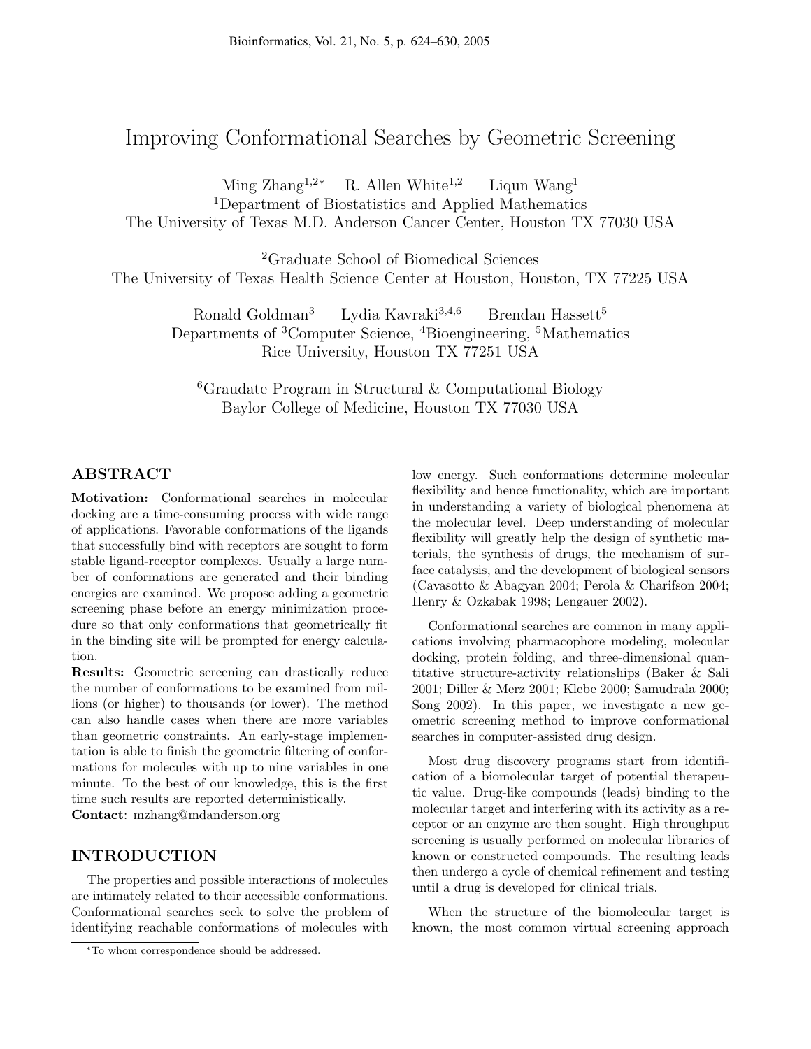# Improving Conformational Searches by Geometric Screening

Ming Zhang[1,2*] R. Allen White[1,2] Liqun Wang[1]

[1]Department of Biostatistics and Applied Mathematics
The University of Texas M.D. Anderson Cancer Center, Houston TX 77030 USA

[2]Graduate School of Biomedical Sciences
The University of Texas Health Science Center at Houston, Houston, TX 77225 USA

Ronald Goldman[3] Lydia Kavraki[3,4,6] Brendan Hassett[5]

Departments of [3]Computer Science, [4]Bioengineering, [5]Mathematics
Rice University, Houston TX 77251 USA

[6]Graudate Program in Structural & Computational Biology
Baylor College of Medicine, Houston TX 77030 USA

## ABSTRACT

**Motivation:** Conformational searches in molecular docking are a time-consuming process with wide range of applications. Favorable conformations of the ligands that successfully bind with receptors are sought to form stable ligand-receptor complexes. Usually a large number of conformations are generated and their binding energies are examined. We propose adding a geometric screening phase before an energy minimization procedure so that only conformations that geometrically fit in the binding site will be prompted for energy calculation.

**Results:** Geometric screening can drastically reduce the number of conformations to be examined from millions (or higher) to thousands (or lower). The method can also handle cases when there are more variables than geometric constraints. An early-stage implementation is able to finish the geometric filtering of conformations for molecules with up to nine variables in one minute. To the best of our knowledge, this is the first time such results are reported deterministically.

**Contact**: mzhang@mdanderson.org

## INTRODUCTION

The properties and possible interactions of molecules are intimately related to their accessible conformations. Conformational searches seek to solve the problem of identifying reachable conformations of molecules with low energy. Such conformations determine molecular flexibility and hence functionality, which are important in understanding a variety of biological phenomena at the molecular level. Deep understanding of molecular flexibility will greatly help the design of synthetic materials, the synthesis of drugs, the mechanism of surface catalysis, and the development of biological sensors (Cavasotto & Abagyan 2004; Perola & Charifson 2004; Henry & Ozkabak 1998; Lengauer 2002).

Conformational searches are common in many applications involving pharmacophore modeling, molecular docking, protein folding, and three-dimensional quantitative structure-activity relationships (Baker & Sali 2001; Diller & Merz 2001; Klebe 2000; Samudrala 2000; Song 2002). In this paper, we investigate a new geometric screening method to improve conformational searches in computer-assisted drug design.

Most drug discovery programs start from identification of a biomolecular target of potential therapeutic value. Drug-like compounds (leads) binding to the molecular target and interfering with its activity as a receptor or an enzyme are then sought. High throughput screening is usually performed on molecular libraries of known or constructed compounds. The resulting leads then undergo a cycle of chemical refinement and testing until a drug is developed for clinical trials.

When the structure of the biomolecular target is known, the most common virtual screening approach

*To whom correspondence should be addressed.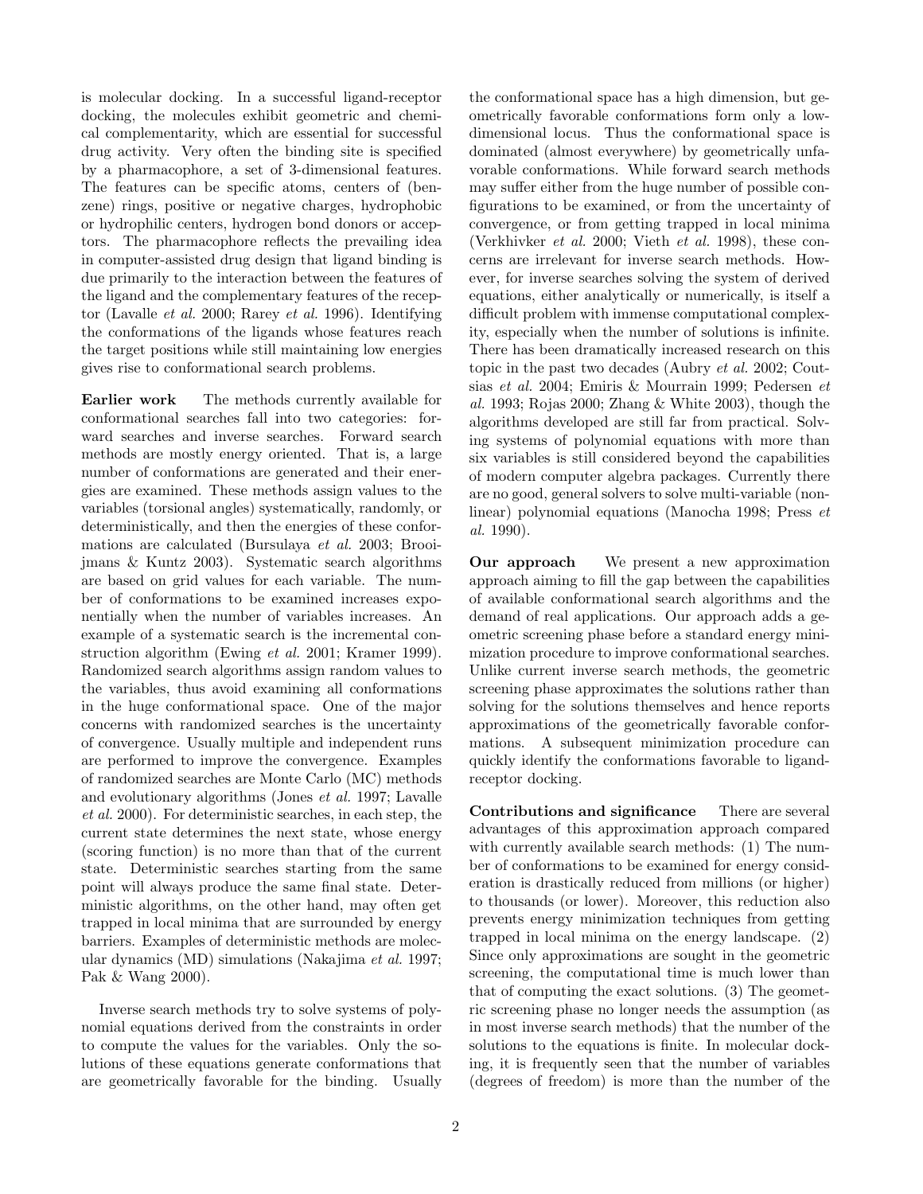is molecular docking. In a successful ligand-receptor docking, the molecules exhibit geometric and chemical complementarity, which are essential for successful drug activity. Very often the binding site is specified by a pharmacophore, a set of 3-dimensional features. The features can be specific atoms, centers of (benzene) rings, positive or negative charges, hydrophobic or hydrophilic centers, hydrogen bond donors or acceptors. The pharmacophore reflects the prevailing idea in computer-assisted drug design that ligand binding is due primarily to the interaction between the features of the ligand and the complementary features of the receptor (Lavalle *et al.* 2000; Rarey *et al.* 1996). Identifying the conformations of the ligands whose features reach the target positions while still maintaining low energies gives rise to conformational search problems.

**Earlier work** The methods currently available for conformational searches fall into two categories: forward searches and inverse searches. Forward search methods are mostly energy oriented. That is, a large number of conformations are generated and their energies are examined. These methods assign values to the variables (torsional angles) systematically, randomly, or deterministically, and then the energies of these conformations are calculated (Bursulaya *et al.* 2003; Brooijmans & Kuntz 2003). Systematic search algorithms are based on grid values for each variable. The number of conformations to be examined increases exponentially when the number of variables increases. An example of a systematic search is the incremental construction algorithm (Ewing *et al.* 2001; Kramer 1999). Randomized search algorithms assign random values to the variables, thus avoid examining all conformations in the huge conformational space. One of the major concerns with randomized searches is the uncertainty of convergence. Usually multiple and independent runs are performed to improve the convergence. Examples of randomized searches are Monte Carlo (MC) methods and evolutionary algorithms (Jones *et al.* 1997; Lavalle *et al.* 2000). For deterministic searches, in each step, the current state determines the next state, whose energy (scoring function) is no more than that of the current state. Deterministic searches starting from the same point will always produce the same final state. Deterministic algorithms, on the other hand, may often get trapped in local minima that are surrounded by energy barriers. Examples of deterministic methods are molecular dynamics (MD) simulations (Nakajima *et al.* 1997; Pak & Wang 2000).

Inverse search methods try to solve systems of polynomial equations derived from the constraints in order to compute the values for the variables. Only the solutions of these equations generate conformations that are geometrically favorable for the binding. Usually the conformational space has a high dimension, but geometrically favorable conformations form only a low-dimensional locus. Thus the conformational space is dominated (almost everywhere) by geometrically unfavorable conformations. While forward search methods may suffer either from the huge number of possible configurations to be examined, or from the uncertainty of convergence, or from getting trapped in local minima (Verkhivker *et al.* 2000; Vieth *et al.* 1998), these concerns are irrelevant for inverse search methods. However, for inverse searches solving the system of derived equations, either analytically or numerically, is itself a difficult problem with immense computational complexity, especially when the number of solutions is infinite. There has been dramatically increased research on this topic in the past two decades (Aubry *et al.* 2002; Coutsias *et al.* 2004; Emiris & Mourrain 1999; Pedersen *et al.* 1993; Rojas 2000; Zhang & White 2003), though the algorithms developed are still far from practical. Solving systems of polynomial equations with more than six variables is still considered beyond the capabilities of modern computer algebra packages. Currently there are no good, general solvers to solve multi-variable (nonlinear) polynomial equations (Manocha 1998; Press *et al.* 1990).

**Our approach** We present a new approximation approach aiming to fill the gap between the capabilities of available conformational search algorithms and the demand of real applications. Our approach adds a geometric screening phase before a standard energy minimization procedure to improve conformational searches. Unlike current inverse search methods, the geometric screening phase approximates the solutions rather than solving for the solutions themselves and hence reports approximations of the geometrically favorable conformations. A subsequent minimization procedure can quickly identify the conformations favorable to ligand-receptor docking.

**Contributions and significance** There are several advantages of this approximation approach compared with currently available search methods: (1) The number of conformations to be examined for energy consideration is drastically reduced from millions (or higher) to thousands (or lower). Moreover, this reduction also prevents energy minimization techniques from getting trapped in local minima on the energy landscape. (2) Since only approximations are sought in the geometric screening, the computational time is much lower than that of computing the exact solutions. (3) The geometric screening phase no longer needs the assumption (as in most inverse search methods) that the number of the solutions to the equations is finite. In molecular docking, it is frequently seen that the number of variables (degrees of freedom) is more than the number of the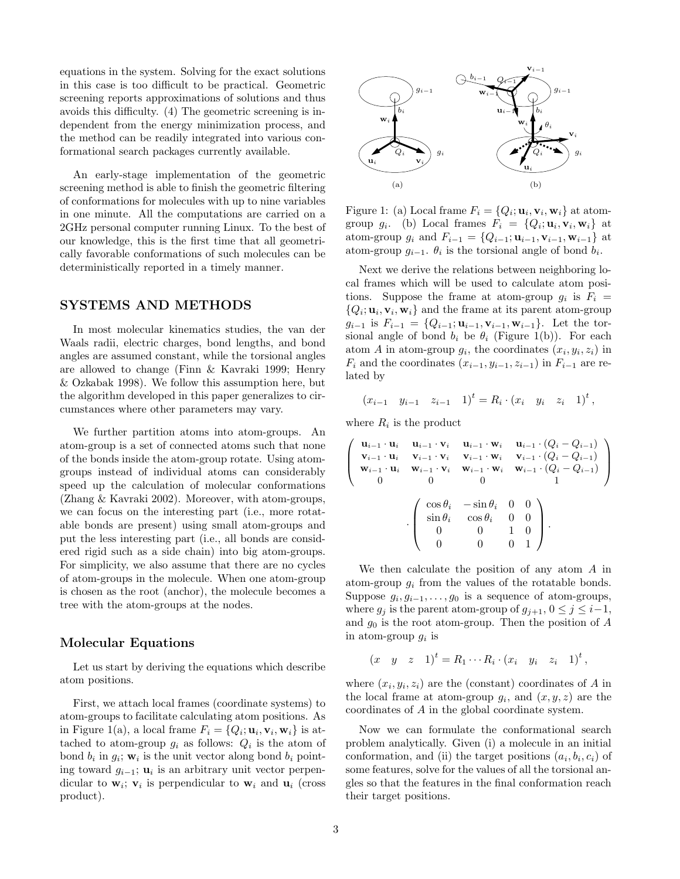equations in the system. Solving for the exact solutions in this case is too difficult to be practical. Geometric screening reports approximations of solutions and thus avoids this difficulty. (4) The geometric screening is independent from the energy minimization process, and the method can be readily integrated into various conformational search packages currently available.

An early-stage implementation of the geometric screening method is able to finish the geometric filtering of conformations for molecules with up to nine variables in one minute. All the computations are carried on a 2GHz personal computer running Linux. To the best of our knowledge, this is the first time that all geometrically favorable conformations of such molecules can be deterministically reported in a timely manner.

## SYSTEMS AND METHODS

In most molecular kinematics studies, the van der Waals radii, electric charges, bond lengths, and bond angles are assumed constant, while the torsional angles are allowed to change (Finn & Kavraki 1999; Henry & Ozkabak 1998). We follow this assumption here, but the algorithm developed in this paper generalizes to circumstances where other parameters may vary.

We further partition atoms into atom-groups. An atom-group is a set of connected atoms such that none of the bonds inside the atom-group rotate. Using atom-groups instead of individual atoms can considerably speed up the calculation of molecular conformations (Zhang & Kavraki 2002). Moreover, with atom-groups, we can focus on the interesting part (i.e., more rotatable bonds are present) using small atom-groups and put the less interesting part (i.e., all bonds are considered rigid such as a side chain) into big atom-groups. For simplicity, we also assume that there are no cycles of atom-groups in the molecule. When one atom-group is chosen as the root (anchor), the molecule becomes a tree with the atom-groups at the nodes.

### Molecular Equations

Let us start by deriving the equations which describe atom positions.

First, we attach local frames (coordinate systems) to atom-groups to facilitate calculating atom positions. As in Figure 1(a), a local frame $F_i = \{Q_i; \mathbf{u}_i, \mathbf{v}_i, \mathbf{w}_i\}$ is attached to atom-group $g_i$ as follows: $Q_i$ is the atom of bond $b_i$ in $g_i$; $\mathbf{w}_i$ is the unit vector along bond $b_i$ pointing toward $g_{i-1}$; $\mathbf{u}_i$ is an arbitrary unit vector perpendicular to $\mathbf{w}_i$; $\mathbf{v}_i$ is perpendicular to $\mathbf{w}_i$ and $\mathbf{u}_i$ (cross product).

Figure 1: (a) Local frame $F_i = \{Q_i; \mathbf{u}_i, \mathbf{v}_i, \mathbf{w}_i\}$ at atom-group $g_i$. (b) Local frames $F_i = \{Q_i; \mathbf{u}_i, \mathbf{v}_i, \mathbf{w}_i\}$ at atom-group $g_i$ and $F_{i-1} = \{Q_{i-1}; \mathbf{u}_{i-1}, \mathbf{v}_{i-1}, \mathbf{w}_{i-1}\}$ at atom-group $g_{i-1}$. $\theta_i$ is the torsional angle of bond $b_i$.

Next we derive the relations between neighboring local frames which will be used to calculate atom positions. Suppose the frame at atom-group $g_i$ is $F_i = \{Q_i; \mathbf{u}_i, \mathbf{v}_i, \mathbf{w}_i\}$ and the frame at its parent atom-group $g_{i-1}$ is $F_{i-1} = \{Q_{i-1}; \mathbf{u}_{i-1}, \mathbf{v}_{i-1}, \mathbf{w}_{i-1}\}$. Let the torsional angle of bond $b_i$ be $\theta_i$ (Figure 1(b)). For each atom $A$ in atom-group $g_i$, the coordinates $(x_i, y_i, z_i)$ in $F_i$ and the coordinates $(x_{i-1}, y_{i-1}, z_{i-1})$ in $F_{i-1}$ are related by

$$
\begin{pmatrix} x_{i-1} & y_{i-1} & z_{i-1} & 1 \end{pmatrix}^t = R_i \cdot \begin{pmatrix} x_i & y_i & z_i & 1 \end{pmatrix}^t ,
$$

where $R_i$ is the product

$$
\begin{pmatrix}
\mathbf{u}_{i-1} \cdot \mathbf{u}_i & \mathbf{u}_{i-1} \cdot \mathbf{v}_i & \mathbf{u}_{i-1} \cdot \mathbf{w}_i & \mathbf{u}_{i-1} \cdot (Q_i - Q_{i-1}) \\
\mathbf{v}_{i-1} \cdot \mathbf{u}_i & \mathbf{v}_{i-1} \cdot \mathbf{v}_i & \mathbf{v}_{i-1} \cdot \mathbf{w}_i & \mathbf{v}_{i-1} \cdot (Q_i - Q_{i-1}) \\
\mathbf{w}_{i-1} \cdot \mathbf{u}_i & \mathbf{w}_{i-1} \cdot \mathbf{v}_i & \mathbf{w}_{i-1} \cdot \mathbf{w}_i & \mathbf{w}_{i-1} \cdot (Q_i - Q_{i-1}) \\
0 & 0 & 0 & 1
\end{pmatrix}
$$

$$
\cdot \begin{pmatrix}
\cos\theta_i & -\sin\theta_i & 0 & 0 \\
\sin\theta_i & \cos\theta_i & 0 & 0 \\
0 & 0 & 1 & 0 \\
0 & 0 & 0 & 1
\end{pmatrix} .
$$

We then calculate the position of any atom $A$ in atom-group $g_i$ from the values of the rotatable bonds. Suppose $g_i, g_{i-1}, \ldots, g_0$ is a sequence of atom-groups, where $g_j$ is the parent atom-group of $g_{j+1}$, $0 \le j \le i-1$, and $g_0$ is the root atom-group. Then the position of $A$ in atom-group $g_i$ is

$$
\begin{pmatrix} x & y & z & 1 \end{pmatrix}^t = R_1 \cdots R_i \cdot \begin{pmatrix} x_i & y_i & z_i & 1 \end{pmatrix}^t ,
$$

where $(x_i, y_i, z_i)$ are the (constant) coordinates of $A$ in the local frame at atom-group $g_i$, and $(x, y, z)$ are the coordinates of $A$ in the global coordinate system.

Now we can formulate the conformational search problem analytically. Given (i) a molecule in an initial conformation, and (ii) the target positions $(a_i, b_i, c_i)$ of some features, solve for the values of all the torsional angles so that the features in the final conformation reach their target positions.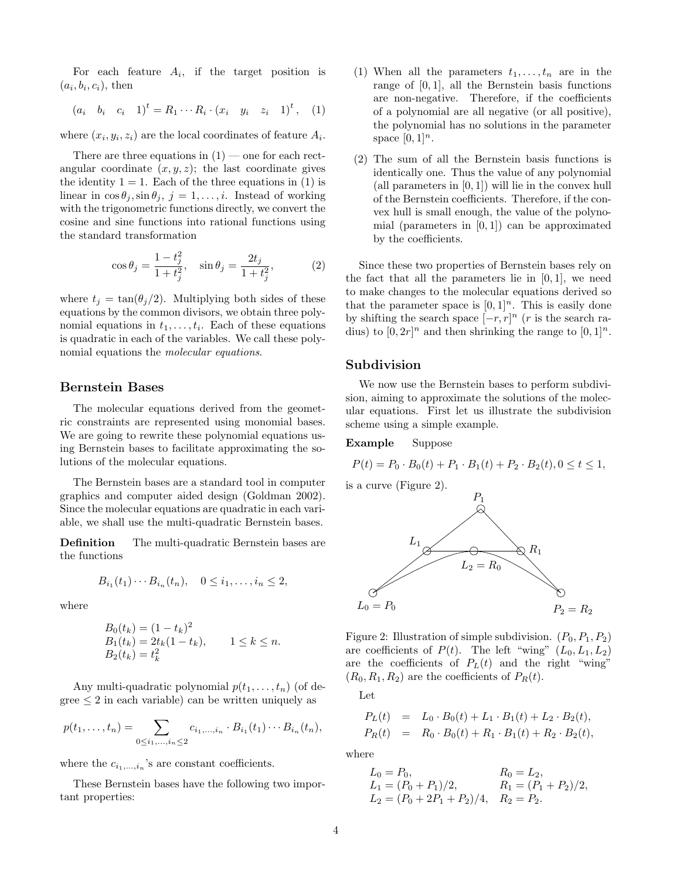For each feature $A_i$, if the target position is $(a_i, b_i, c_i)$, then

$$(a_i \quad b_i \quad c_i \quad 1)^t = R_1 \cdots R_i \cdot (x_i \quad y_i \quad z_i \quad 1)^t, \quad (1)$$

where $(x_i, y_i, z_i)$ are the local coordinates of feature $A_i$.

There are three equations in (1) — one for each rectangular coordinate $(x, y, z)$; the last coordinate gives the identity $1 = 1$. Each of the three equations in (1) is linear in $\cos\theta_j, \sin\theta_j$, $j = 1, \ldots, i$. Instead of working with the trigonometric functions directly, we convert the cosine and sine functions into rational functions using the standard transformation

$$\cos\theta_j = \frac{1 - t_j^2}{1 + t_j^2}, \quad \sin\theta_j = \frac{2t_j}{1 + t_j^2}, \quad (2)$$

where $t_j = \tan(\theta_j/2)$. Multiplying both sides of these equations by the common divisors, we obtain three polynomial equations in $t_1, \ldots, t_i$. Each of these equations is quadratic in each of the variables. We call these polynomial equations the *molecular equations*.

## Bernstein Bases

The molecular equations derived from the geometric constraints are represented using monomial bases. We are going to rewrite these polynomial equations using Bernstein bases to facilitate approximating the solutions of the molecular equations.

The Bernstein bases are a standard tool in computer graphics and computer aided design (Goldman 2002). Since the molecular equations are quadratic in each variable, we shall use the multi-quadratic Bernstein bases.

**Definition** The multi-quadratic Bernstein bases are the functions

$$B_{i_1}(t_1) \cdots B_{i_n}(t_n), \quad 0 \le i_1, \ldots, i_n \le 2,$$

where

$$\begin{array}{ll} B_0(t_k) = (1 - t_k)^2 & \\ B_1(t_k) = 2t_k(1 - t_k), & 1 \le k \le n. \\ B_2(t_k) = t_k^2 & \end{array}$$

Any multi-quadratic polynomial $p(t_1, \ldots, t_n)$ (of degree $\le 2$ in each variable) can be written uniquely as

$$p(t_1, \ldots, t_n) = \sum_{0 \le i_1, \ldots, i_n \le 2} c_{i_1,\ldots,i_n} \cdot B_{i_1}(t_1) \cdots B_{i_n}(t_n),$$

where the $c_{i_1,\ldots,i_n}$'s are constant coefficients.

These Bernstein bases have the following two important properties:

(1) When all the parameters $t_1, \ldots, t_n$ are in the range of $[0, 1]$, all the Bernstein basis functions are non-negative. Therefore, if the coefficients of a polynomial are all negative (or all positive), the polynomial has no solutions in the parameter space $[0, 1]^n$.

(2) The sum of all the Bernstein basis functions is identically one. Thus the value of any polynomial (all parameters in $[0, 1]$) will lie in the convex hull of the Bernstein coefficients. Therefore, if the convex hull is small enough, the value of the polynomial (parameters in $[0, 1]$) can be approximated by the coefficients.

Since these two properties of Bernstein bases rely on the fact that all the parameters lie in $[0, 1]$, we need to make changes to the molecular equations derived so that the parameter space is $[0, 1]^n$. This is easily done by shifting the search space $[-r, r]^n$ ($r$ is the search radius) to $[0, 2r]^n$ and then shrinking the range to $[0, 1]^n$.

## Subdivision

We now use the Bernstein bases to perform subdivision, aiming to approximate the solutions of the molecular equations. First let us illustrate the subdivision scheme using a simple example.

**Example** Suppose

$$P(t) = P_0 \cdot B_0(t) + P_1 \cdot B_1(t) + P_2 \cdot B_2(t), 0 \le t \le 1,$$

is a curve (Figure 2).

Figure 2: Illustration of simple subdivision. $(P_0, P_1, P_2)$ are coefficients of $P(t)$. The left "wing" $(L_0, L_1, L_2)$ are the coefficients of $P_L(t)$ and the right "wing" $(R_0, R_1, R_2)$ are the coefficients of $P_R(t)$.

Let

$$\begin{array}{rcl} P_L(t) & = & L_0 \cdot B_0(t) + L_1 \cdot B_1(t) + L_2 \cdot B_2(t), \\ P_R(t) & = & R_0 \cdot B_0(t) + R_1 \cdot B_1(t) + R_2 \cdot B_2(t), \end{array}$$

where

$$\begin{array}{ll} L_0 = P_0, & R_0 = L_2, \\ L_1 = (P_0 + P_1)/2, & R_1 = (P_1 + P_2)/2, \\ L_2 = (P_0 + 2P_1 + P_2)/4, & R_2 = P_2. \end{array}$$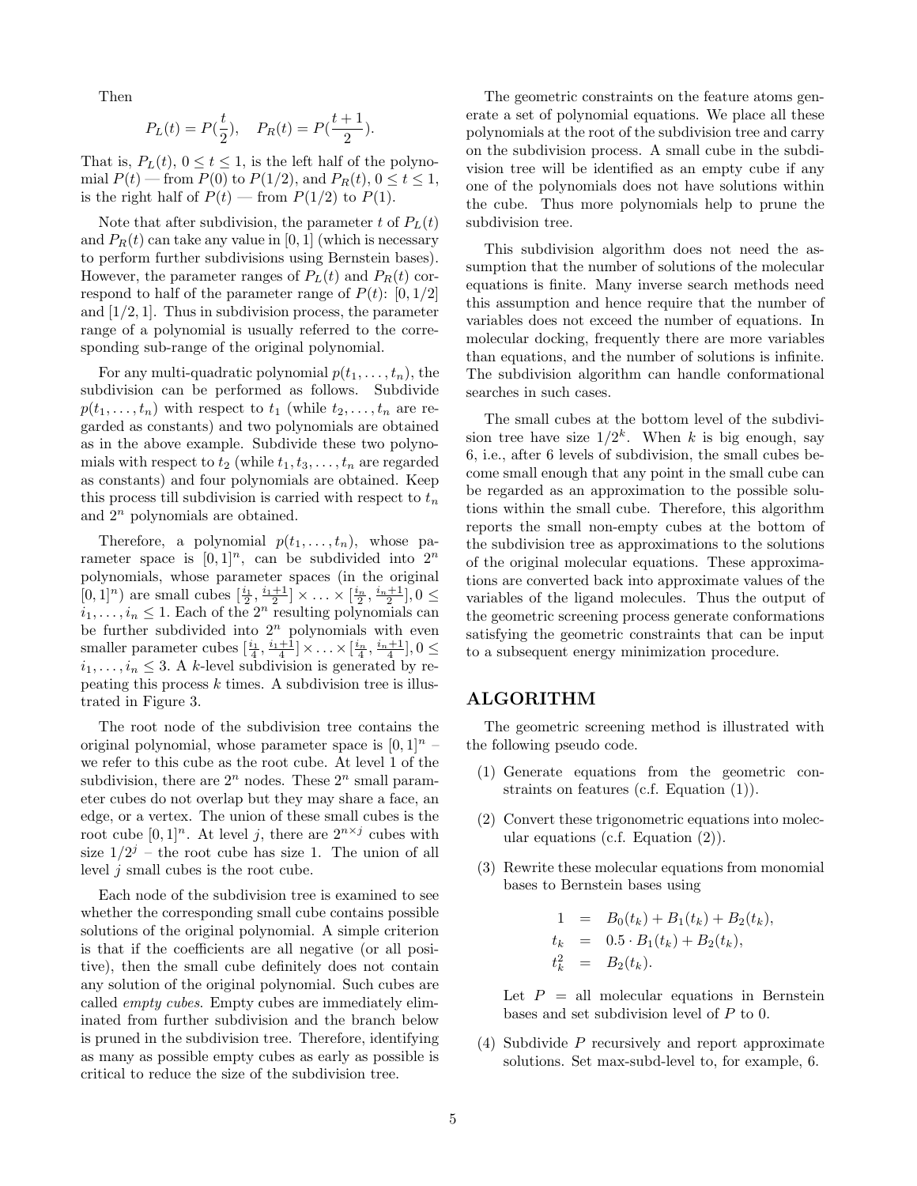Then

$$P_L(t) = P(\frac{t}{2}), \quad P_R(t) = P(\frac{t+1}{2}).$$

That is, $P_L(t)$, $0 \leq t \leq 1$, is the left half of the polynomial $P(t)$ — from $P(0)$ to $P(1/2)$, and $P_R(t)$, $0 \leq t \leq 1$, is the right half of $P(t)$ — from $P(1/2)$ to $P(1)$.

Note that after subdivision, the parameter $t$ of $P_L(t)$ and $P_R(t)$ can take any value in $[0, 1]$ (which is necessary to perform further subdivisions using Bernstein bases). However, the parameter ranges of $P_L(t)$ and $P_R(t)$ correspond to half of the parameter range of $P(t)$: $[0, 1/2]$ and $[1/2, 1]$. Thus in subdivision process, the parameter range of a polynomial is usually referred to the corresponding sub-range of the original polynomial.

For any multi-quadratic polynomial $p(t_1, \ldots, t_n)$, the subdivision can be performed as follows. Subdivide $p(t_1, \ldots, t_n)$ with respect to $t_1$ (while $t_2, \ldots, t_n$ are regarded as constants) and two polynomials are obtained as in the above example. Subdivide these two polynomials with respect to $t_2$ (while $t_1, t_3, \ldots, t_n$ are regarded as constants) and four polynomials are obtained. Keep this process till subdivision is carried with respect to $t_n$ and $2^n$ polynomials are obtained.

Therefore, a polynomial $p(t_1, \ldots, t_n)$, whose parameter space is $[0, 1]^n$, can be subdivided into $2^n$ polynomials, whose parameter spaces (in the original $[0, 1]^n$) are small cubes $[\frac{i_1}{2}, \frac{i_1+1}{2}] \times \ldots \times [\frac{i_n}{2}, \frac{i_n+1}{2}], 0 \leq i_1, \ldots, i_n \leq 1$. Each of the $2^n$ resulting polynomials can be further subdivided into $2^n$ polynomials with even smaller parameter cubes $[\frac{i_1}{4}, \frac{i_1+1}{4}] \times \ldots \times [\frac{i_n}{4}, \frac{i_n+1}{4}], 0 \leq i_1, \ldots, i_n \leq 3$. A $k$-level subdivision is generated by repeating this process $k$ times. A subdivision tree is illustrated in Figure 3.

The root node of the subdivision tree contains the original polynomial, whose parameter space is $[0, 1]^n$ – we refer to this cube as the root cube. At level 1 of the subdivision, there are $2^n$ nodes. These $2^n$ small parameter cubes do not overlap but they may share a face, an edge, or a vertex. The union of these small cubes is the root cube $[0, 1]^n$. At level $j$, there are $2^{n \times j}$ cubes with size $1/2^j$ – the root cube has size 1. The union of all level $j$ small cubes is the root cube.

Each node of the subdivision tree is examined to see whether the corresponding small cube contains possible solutions of the original polynomial. A simple criterion is that if the coefficients are all negative (or all positive), then the small cube definitely does not contain any solution of the original polynomial. Such cubes are called *empty cubes*. Empty cubes are immediately eliminated from further subdivision and the branch below is pruned in the subdivision tree. Therefore, identifying as many as possible empty cubes as early as possible is critical to reduce the size of the subdivision tree.

The geometric constraints on the feature atoms generate a set of polynomial equations. We place all these polynomials at the root of the subdivision tree and carry on the subdivision process. A small cube in the subdivision tree will be identified as an empty cube if any one of the polynomials does not have solutions within the cube. Thus more polynomials help to prune the subdivision tree.

This subdivision algorithm does not need the assumption that the number of solutions of the molecular equations is finite. Many inverse search methods need this assumption and hence require that the number of variables does not exceed the number of equations. In molecular docking, frequently there are more variables than equations, and the number of solutions is infinite. The subdivision algorithm can handle conformational searches in such cases.

The small cubes at the bottom level of the subdivision tree have size $1/2^k$. When $k$ is big enough, say 6, i.e., after 6 levels of subdivision, the small cubes become small enough that any point in the small cube can be regarded as an approximation to the possible solutions within the small cube. Therefore, this algorithm reports the small non-empty cubes at the bottom of the subdivision tree as approximations to the solutions of the original molecular equations. These approximations are converted back into approximate values of the variables of the ligand molecules. Thus the output of the geometric screening process generate conformations satisfying the geometric constraints that can be input to a subsequent energy minimization procedure.

## ALGORITHM

The geometric screening method is illustrated with the following pseudo code.

(1) Generate equations from the geometric constraints on features (c.f. Equation (1)).

(2) Convert these trigonometric equations into molecular equations (c.f. Equation (2)).

(3) Rewrite these molecular equations from monomial bases to Bernstein bases using

$$\begin{aligned} 1 &= B_0(t_k) + B_1(t_k) + B_2(t_k), \\ t_k &= 0.5 \cdot B_1(t_k) + B_2(t_k), \\ t_k^2 &= B_2(t_k). \end{aligned}$$

Let $P$ = all molecular equations in Bernstein bases and set subdivision level of $P$ to 0.

(4) Subdivide $P$ recursively and report approximate solutions. Set max-subd-level to, for example, 6.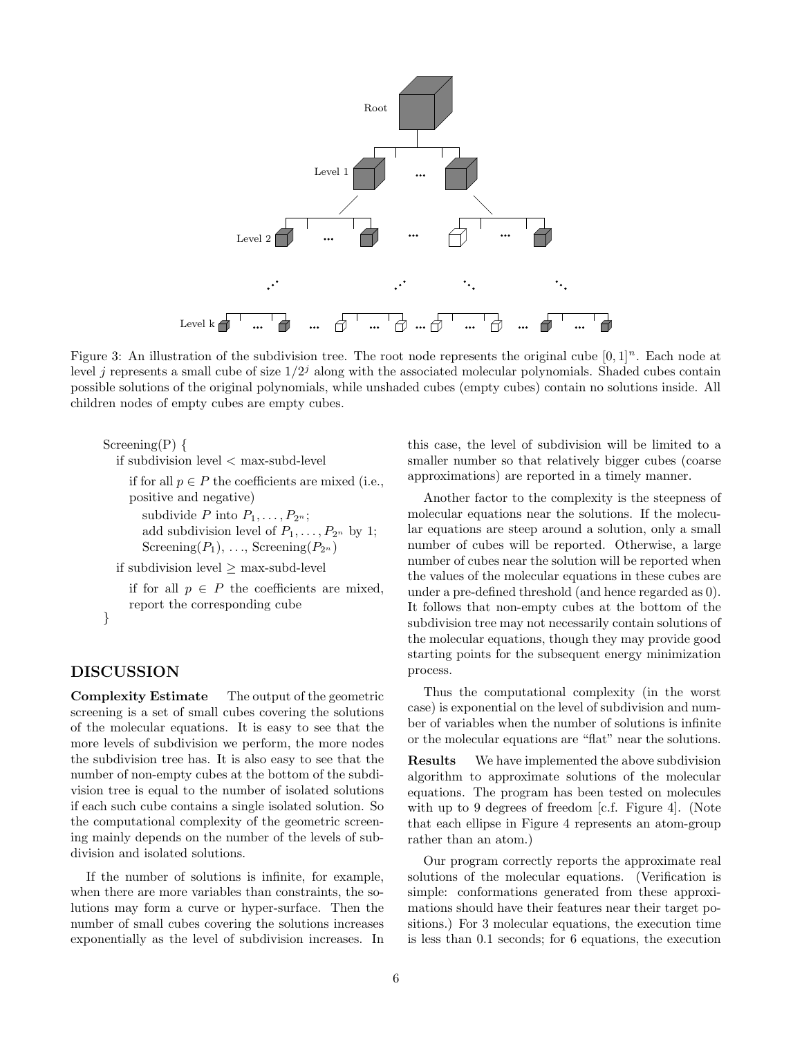Figure 3: An illustration of the subdivision tree. The root node represents the original cube $[0,1]^n$. Each node at level $j$ represents a small cube of size $1/2^j$ along with the associated molecular polynomials. Shaded cubes contain possible solutions of the original polynomials, while unshaded cubes (empty cubes) contain no solutions inside. All children nodes of empty cubes are empty cubes.

```
Screening(P) {
  if subdivision level < max-subd-level
    if for all p ∈ P the coefficients are mixed (i.e.,
    positive and negative)
      subdivide P into P_1, ..., P_{2^n};
      add subdivision level of P_1, ..., P_{2^n} by 1;
      Screening(P_1), ..., Screening(P_{2^n})
  if subdivision level ≥ max-subd-level
    if for all p ∈ P the coefficients are mixed,
    report the corresponding cube
}
```

## DISCUSSION

**Complexity Estimate** The output of the geometric screening is a set of small cubes covering the solutions of the molecular equations. It is easy to see that the more levels of subdivision we perform, the more nodes the subdivision tree has. It is also easy to see that the number of non-empty cubes at the bottom of the subdivision tree is equal to the number of isolated solutions if each such cube contains a single isolated solution. So the computational complexity of the geometric screening mainly depends on the number of the levels of subdivision and isolated solutions.

If the number of solutions is infinite, for example, when there are more variables than constraints, the solutions may form a curve or hyper-surface. Then the number of small cubes covering the solutions increases exponentially as the level of subdivision increases. In this case, the level of subdivision will be limited to a smaller number so that relatively bigger cubes (coarse approximations) are reported in a timely manner.

Another factor to the complexity is the steepness of molecular equations near the solutions. If the molecular equations are steep around a solution, only a small number of cubes will be reported. Otherwise, a large number of cubes near the solution will be reported when the values of the molecular equations in these cubes are under a pre-defined threshold (and hence regarded as 0). It follows that non-empty cubes at the bottom of the subdivision tree may not necessarily contain solutions of the molecular equations, though they may provide good starting points for the subsequent energy minimization process.

Thus the computational complexity (in the worst case) is exponential on the level of subdivision and number of variables when the number of solutions is infinite or the molecular equations are "flat" near the solutions.

**Results** We have implemented the above subdivision algorithm to approximate solutions of the molecular equations. The program has been tested on molecules with up to 9 degrees of freedom [c.f. Figure 4]. (Note that each ellipse in Figure 4 represents an atom-group rather than an atom.)

Our program correctly reports the approximate real solutions of the molecular equations. (Verification is simple: conformations generated from these approximations should have their features near their target positions.) For 3 molecular equations, the execution time is less than 0.1 seconds; for 6 equations, the execution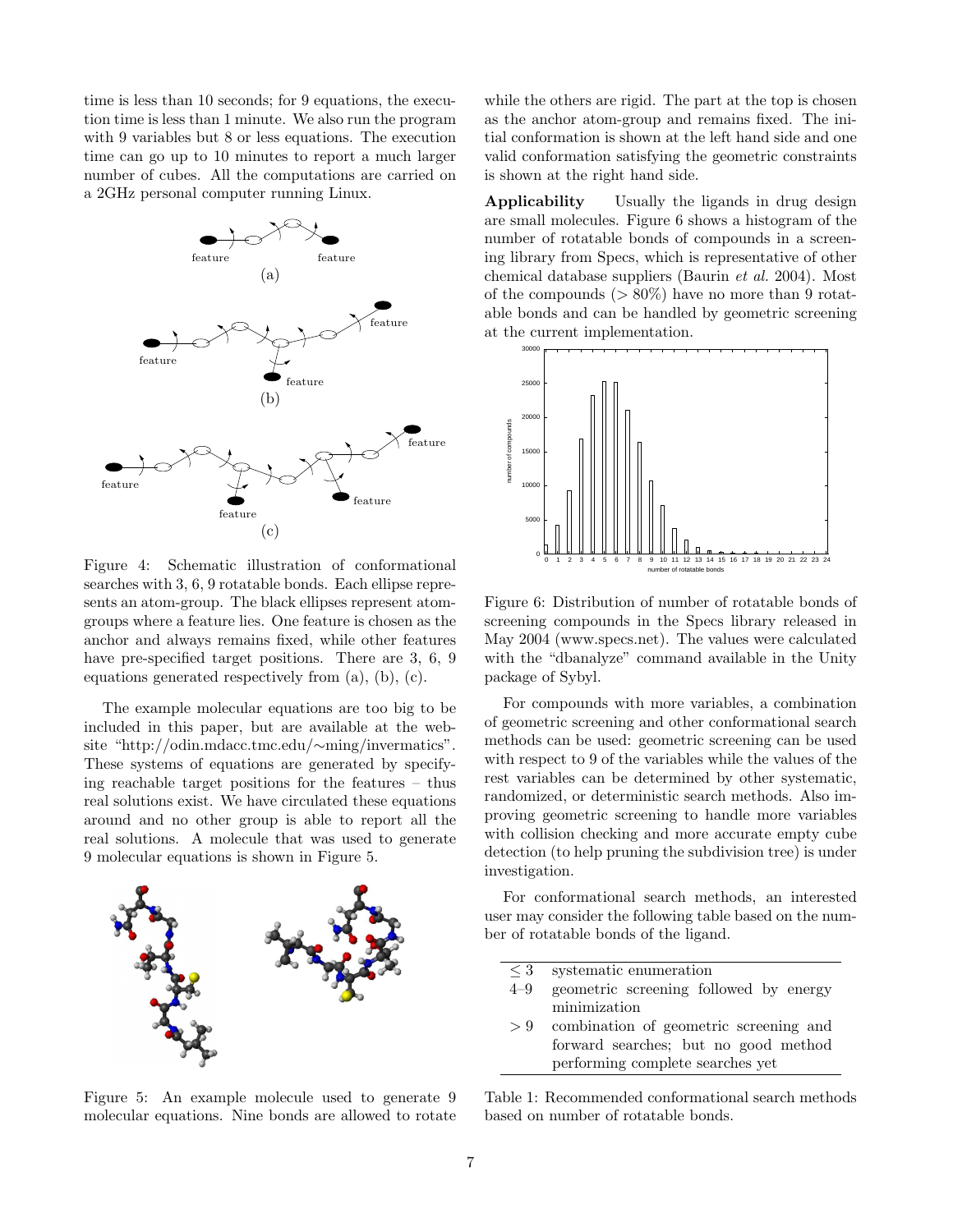time is less than 10 seconds; for 9 equations, the execution time is less than 1 minute. We also run the program with 9 variables but 8 or less equations. The execution time can go up to 10 minutes to report a much larger number of cubes. All the computations are carried on a 2GHz personal computer running Linux.

Figure 4: Schematic illustration of conformational searches with 3, 6, 9 rotatable bonds. Each ellipse represents an atom-group. The black ellipses represent atom-groups where a feature lies. One feature is chosen as the anchor and always remains fixed, while other features have pre-specified target positions. There are 3, 6, 9 equations generated respectively from (a), (b), (c).

The example molecular equations are too big to be included in this paper, but are available at the website "http://odin.mdacc.tmc.edu/∼ming/invermatics". These systems of equations are generated by specifying reachable target positions for the features – thus real solutions exist. We have circulated these equations around and no other group is able to report all the real solutions. A molecule that was used to generate 9 molecular equations is shown in Figure 5.

Figure 5: An example molecule used to generate 9 molecular equations. Nine bonds are allowed to rotate while the others are rigid. The part at the top is chosen as the anchor atom-group and remains fixed. The initial conformation is shown at the left hand side and one valid conformation satisfying the geometric constraints is shown at the right hand side.

**Applicability** Usually the ligands in drug design are small molecules. Figure 6 shows a histogram of the number of rotatable bonds of compounds in a screening library from Specs, which is representative of other chemical database suppliers (Baurin *et al.* 2004). Most of the compounds ($> 80\%$) have no more than 9 rotatable bonds and can be handled by geometric screening at the current implementation.

Figure 6: Distribution of number of rotatable bonds of screening compounds in the Specs library released in May 2004 (www.specs.net). The values were calculated with the "dbanalyze" command available in the Unity package of Sybyl.

For compounds with more variables, a combination of geometric screening and other conformational search methods can be used: geometric screening can be used with respect to 9 of the variables while the values of the rest variables can be determined by other systematic, randomized, or deterministic search methods. Also improving geometric screening to handle more variables with collision checking and more accurate empty cube detection (to help pruning the subdivision tree) is under investigation.

For conformational search methods, an interested user may consider the following table based on the number of rotatable bonds of the ligand.

| | |
|---|---|
| $\leq 3$ | systematic enumeration |
| 4–9 | geometric screening followed by energy minimization |
| $> 9$ | combination of geometric screening and forward searches; but no good method performing complete searches yet |

Table 1: Recommended conformational search methods based on number of rotatable bonds.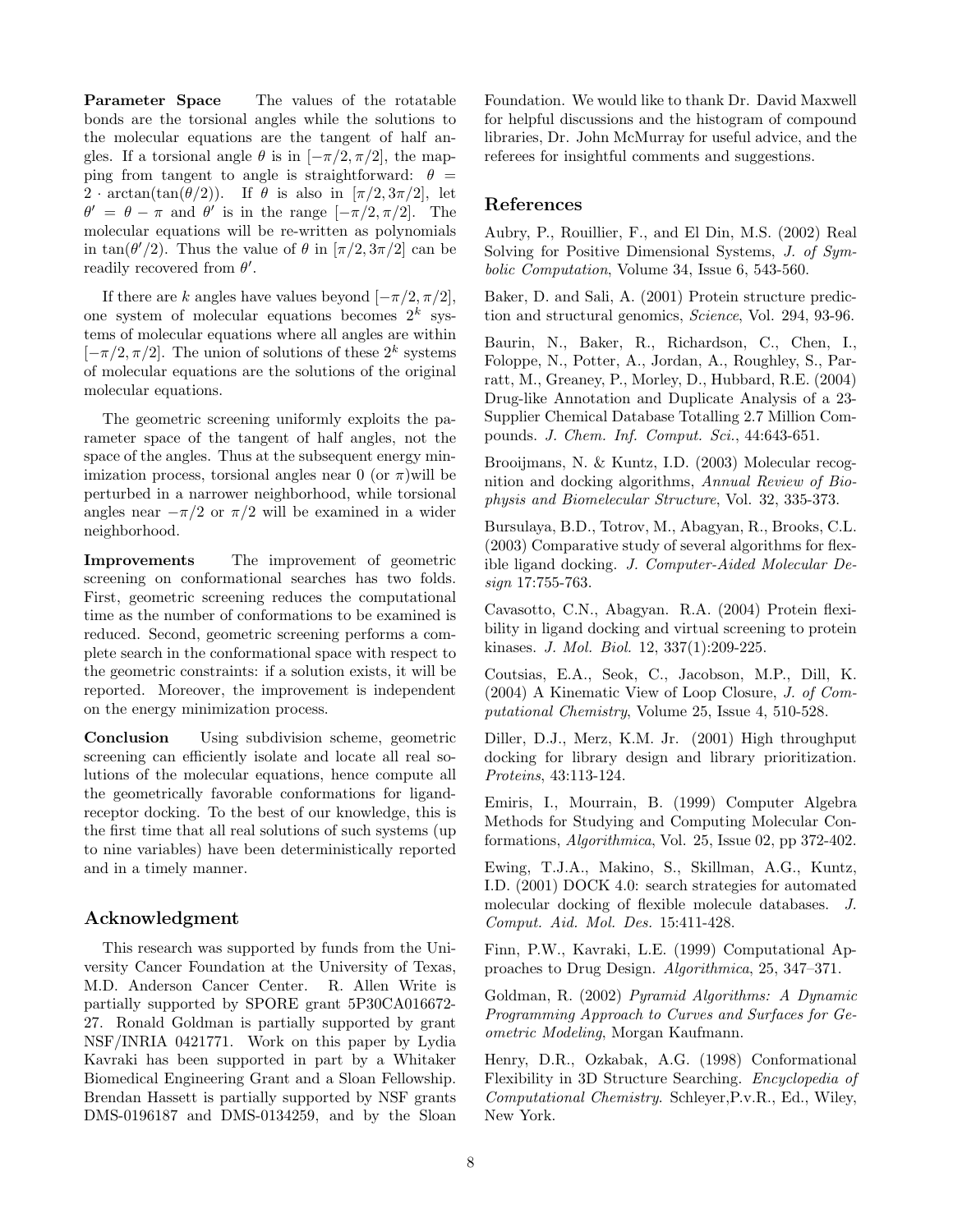**Parameter Space** The values of the rotatable bonds are the torsional angles while the solutions to the molecular equations are the tangent of half angles. If a torsional angle $\theta$ is in $[-\pi/2, \pi/2]$, the mapping from tangent to angle is straightforward: $\theta = 2 \cdot \arctan(\tan(\theta/2))$. If $\theta$ is also in $[\pi/2, 3\pi/2]$, let $\theta' = \theta - \pi$ and $\theta'$ is in the range $[-\pi/2, \pi/2]$. The molecular equations will be re-written as polynomials in $\tan(\theta'/2)$. Thus the value of $\theta$ in $[\pi/2, 3\pi/2]$ can be readily recovered from $\theta'$.

If there are $k$ angles have values beyond $[-\pi/2, \pi/2]$, one system of molecular equations becomes $2^k$ systems of molecular equations where all angles are within $[-\pi/2, \pi/2]$. The union of solutions of these $2^k$ systems of molecular equations are the solutions of the original molecular equations.

The geometric screening uniformly exploits the parameter space of the tangent of half angles, not the space of the angles. Thus at the subsequent energy minimization process, torsional angles near 0 (or $\pi$)will be perturbed in a narrower neighborhood, while torsional angles near $-\pi/2$ or $\pi/2$ will be examined in a wider neighborhood.

**Improvements** The improvement of geometric screening on conformational searches has two folds. First, geometric screening reduces the computational time as the number of conformations to be examined is reduced. Second, geometric screening performs a complete search in the conformational space with respect to the geometric constraints: if a solution exists, it will be reported. Moreover, the improvement is independent on the energy minimization process.

**Conclusion** Using subdivision scheme, geometric screening can efficiently isolate and locate all real solutions of the molecular equations, hence compute all the geometrically favorable conformations for ligand-receptor docking. To the best of our knowledge, this is the first time that all real solutions of such systems (up to nine variables) have been deterministically reported and in a timely manner.

## Acknowledgment

This research was supported by funds from the University Cancer Foundation at the University of Texas, M.D. Anderson Cancer Center. R. Allen Write is partially supported by SPORE grant 5P30CA016672-27. Ronald Goldman is partially supported by grant NSF/INRIA 0421771. Work on this paper by Lydia Kavraki has been supported in part by a Whitaker Biomedical Engineering Grant and a Sloan Fellowship. Brendan Hassett is partially supported by NSF grants DMS-0196187 and DMS-0134259, and by the Sloan Foundation. We would like to thank Dr. David Maxwell for helpful discussions and the histogram of compound libraries, Dr. John McMurray for useful advice, and the referees for insightful comments and suggestions.

## References

Aubry, P., Rouillier, F., and El Din, M.S. (2002) Real Solving for Positive Dimensional Systems, *J. of Symbolic Computation*, Volume 34, Issue 6, 543-560.

Baker, D. and Sali, A. (2001) Protein structure prediction and structural genomics, *Science*, Vol. 294, 93-96.

Baurin, N., Baker, R., Richardson, C., Chen, I., Foloppe, N., Potter, A., Jordan, A., Roughley, S., Parratt, M., Greaney, P., Morley, D., Hubbard, R.E. (2004) Drug-like Annotation and Duplicate Analysis of a 23-Supplier Chemical Database Totalling 2.7 Million Compounds. *J. Chem. Inf. Comput. Sci.*, 44:643-651.

Brooijmans, N. & Kuntz, I.D. (2003) Molecular recognition and docking algorithms, *Annual Review of Biophysis and Biomelecular Structure*, Vol. 32, 335-373.

Bursulaya, B.D., Totrov, M., Abagyan, R., Brooks, C.L. (2003) Comparative study of several algorithms for flexible ligand docking. *J. Computer-Aided Molecular Design* 17:755-763.

Cavasotto, C.N., Abagyan. R.A. (2004) Protein flexibility in ligand docking and virtual screening to protein kinases. *J. Mol. Biol.* 12, 337(1):209-225.

Coutsias, E.A., Seok, C., Jacobson, M.P., Dill, K. (2004) A Kinematic View of Loop Closure, *J. of Computational Chemistry*, Volume 25, Issue 4, 510-528.

Diller, D.J., Merz, K.M. Jr. (2001) High throughput docking for library design and library prioritization. *Proteins*, 43:113-124.

Emiris, I., Mourrain, B. (1999) Computer Algebra Methods for Studying and Computing Molecular Conformations, *Algorithmica*, Vol. 25, Issue 02, pp 372-402.

Ewing, T.J.A., Makino, S., Skillman, A.G., Kuntz, I.D. (2001) DOCK 4.0: search strategies for automated molecular docking of flexible molecule databases. *J. Comput. Aid. Mol. Des.* 15:411-428.

Finn, P.W., Kavraki, L.E. (1999) Computational Approaches to Drug Design. *Algorithmica*, 25, 347–371.

Goldman, R. (2002) *Pyramid Algorithms: A Dynamic Programming Approach to Curves and Surfaces for Geometric Modeling*, Morgan Kaufmann.

Henry, D.R., Ozkabak, A.G. (1998) Conformational Flexibility in 3D Structure Searching. *Encyclopedia of Computational Chemistry.* Schleyer,P.v.R., Ed., Wiley, New York.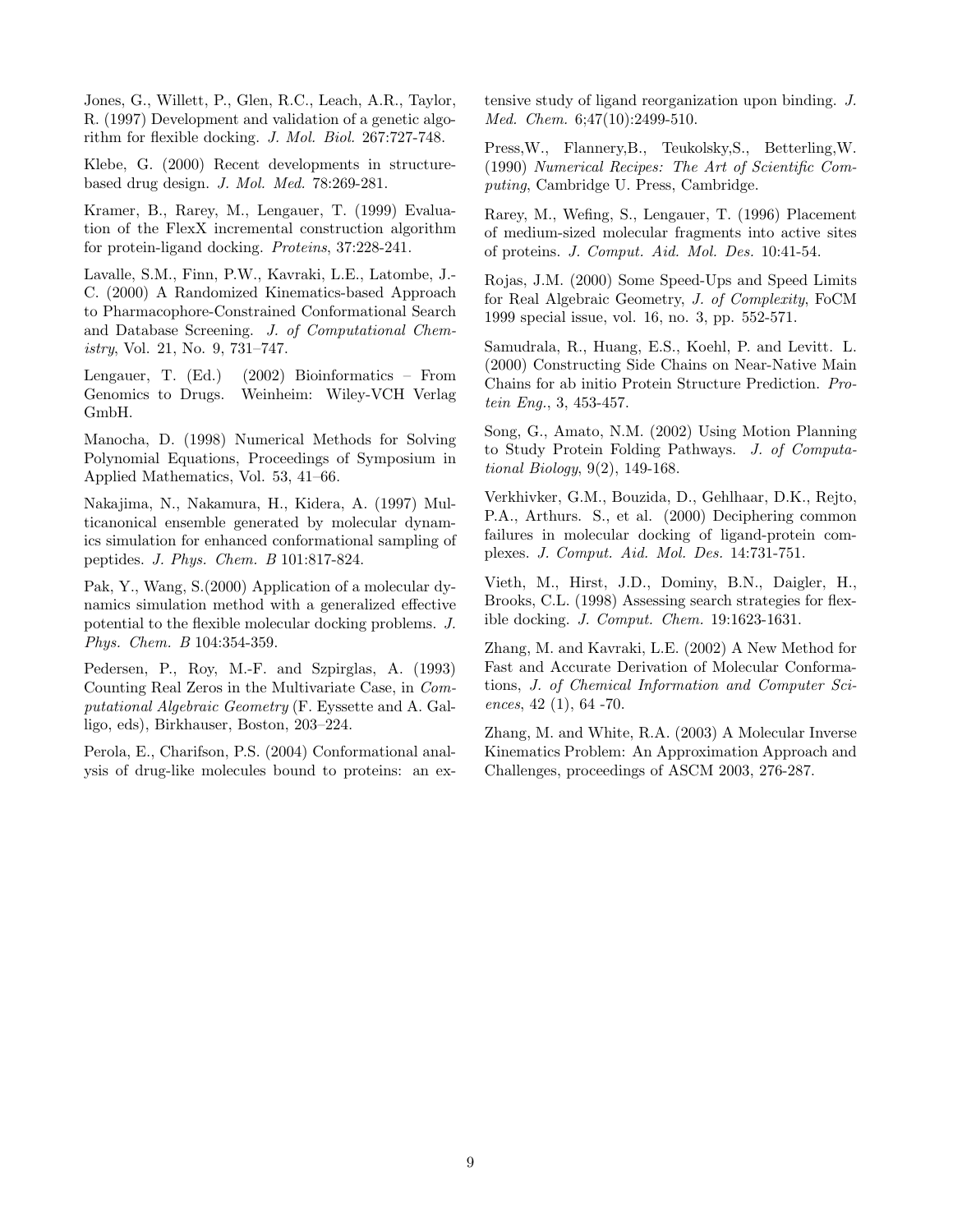Jones, G., Willett, P., Glen, R.C., Leach, A.R., Taylor, R. (1997) Development and validation of a genetic algorithm for flexible docking. *J. Mol. Biol.* 267:727-748.

Klebe, G. (2000) Recent developments in structure-based drug design. *J. Mol. Med*. 78:269-281.

Kramer, B., Rarey, M., Lengauer, T. (1999) Evaluation of the FlexX incremental construction algorithm for protein-ligand docking. *Proteins*, 37:228-241.

Lavalle, S.M., Finn, P.W., Kavraki, L.E., Latombe, J.-C. (2000) A Randomized Kinematics-based Approach to Pharmacophore-Constrained Conformational Search and Database Screening. *J. of Computational Chemistry*, Vol. 21, No. 9, 731–747.

Lengauer, T. (Ed.) (2002) Bioinformatics – From Genomics to Drugs. Weinheim: Wiley-VCH Verlag GmbH.

Manocha, D. (1998) Numerical Methods for Solving Polynomial Equations, Proceedings of Symposium in Applied Mathematics, Vol. 53, 41–66.

Nakajima, N., Nakamura, H., Kidera, A. (1997) Multicanonical ensemble generated by molecular dynamics simulation for enhanced conformational sampling of peptides. *J. Phys. Chem. B* 101:817-824.

Pak, Y., Wang, S.(2000) Application of a molecular dynamics simulation method with a generalized effective potential to the flexible molecular docking problems. *J. Phys. Chem. B* 104:354-359.

Pedersen, P., Roy, M.-F. and Szpirglas, A. (1993) Counting Real Zeros in the Multivariate Case, in *Computational Algebraic Geometry* (F. Eyssette and A. Galligo, eds), Birkhauser, Boston, 203–224.

Perola, E., Charifson, P.S. (2004) Conformational analysis of drug-like molecules bound to proteins: an extensive study of ligand reorganization upon binding. *J. Med. Chem.* 6;47(10):2499-510.

Press,W., Flannery,B., Teukolsky,S., Betterling,W. (1990) *Numerical Recipes: The Art of Scientific Computing*, Cambridge U. Press, Cambridge.

Rarey, M., Wefing, S., Lengauer, T. (1996) Placement of medium-sized molecular fragments into active sites of proteins. *J. Comput. Aid. Mol. Des.* 10:41-54.

Rojas, J.M. (2000) Some Speed-Ups and Speed Limits for Real Algebraic Geometry, *J. of Complexity*, FoCM 1999 special issue, vol. 16, no. 3, pp. 552-571.

Samudrala, R., Huang, E.S., Koehl, P. and Levitt. L. (2000) Constructing Side Chains on Near-Native Main Chains for ab initio Protein Structure Prediction. *Protein Eng.*, 3, 453-457.

Song, G., Amato, N.M. (2002) Using Motion Planning to Study Protein Folding Pathways. *J. of Computational Biology*, 9(2), 149-168.

Verkhivker, G.M., Bouzida, D., Gehlhaar, D.K., Rejto, P.A., Arthurs. S., et al. (2000) Deciphering common failures in molecular docking of ligand-protein complexes. *J. Comput. Aid. Mol. Des.* 14:731-751.

Vieth, M., Hirst, J.D., Dominy, B.N., Daigler, H., Brooks, C.L. (1998) Assessing search strategies for flexible docking. *J. Comput. Chem.* 19:1623-1631.

Zhang, M. and Kavraki, L.E. (2002) A New Method for Fast and Accurate Derivation of Molecular Conformations, *J. of Chemical Information and Computer Sciences*, 42 (1), 64 -70.

Zhang, M. and White, R.A. (2003) A Molecular Inverse Kinematics Problem: An Approximation Approach and Challenges, proceedings of ASCM 2003, 276-287.